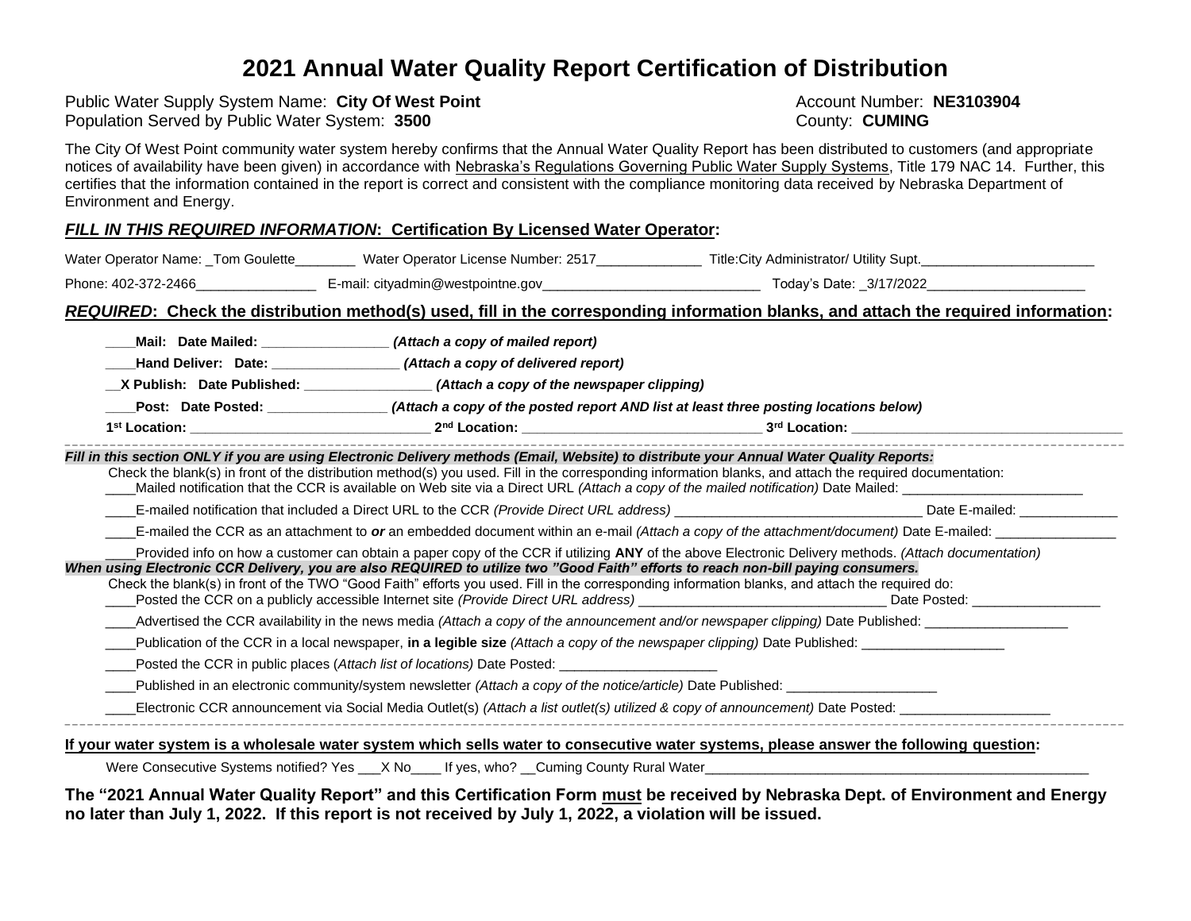# 2021 Annual Water Quality Report Certification of Distribution

Public Water Supply System Name: **City Of West Point** Account Number: **NE3103904**
Population Served by Public Water System: **3500** County: **CUMING**

The City Of West Point community water system hereby confirms that the Annual Water Quality Report has been distributed to customers (and appropriate notices of availability have been given) in accordance with Nebraska's Regulations Governing Public Water Supply Systems, Title 179 NAC 14. Further, this certifies that the information contained in the report is correct and consistent with the compliance monitoring data received by Nebraska Department of Environment and Energy.

## ***FILL IN THIS REQUIRED INFORMATION*: Certification By Licensed Water Operator:**

Water Operator Name: _Tom Goulette________ Water Operator License Number: 2517______________ Title:City Administrator/ Utility Supt.________________________

Phone: 402-372-2466________________ E-mail: cityadmin@westpointne.gov______________________________ Today's Date: _3/17/2022_____________________

## ***REQUIRED*: Check the distribution method(s) used, fill in the corresponding information blanks, and attach the required information:**

____**Mail: Date Mailed:** _________________ ***(Attach a copy of mailed report)***

____**Hand Deliver: Date:** _________________ ***(Attach a copy of delivered report)***

__**X Publish: Date Published:** _________________ ***(Attach a copy of the newspaper clipping)***

____**Post: Date Posted:** ________________ ***(Attach a copy of the posted report AND list at least three posting locations below)***

**1st Location:** ________________________________ **2nd Location:** ________________________________ **3rd Location:** ____________________________________

---

***Fill in this section ONLY if you are using Electronic Delivery methods (Email, Website) to distribute your Annual Water Quality Reports:***

Check the blank(s) in front of the distribution method(s) you used. Fill in the corresponding information blanks, and attach the required documentation:

____Mailed notification that the CCR is available on Web site via a Direct URL *(Attach a copy of the mailed notification)* Date Mailed: ________________________

____E-mailed notification that included a Direct URL to the CCR *(Provide Direct URL address)* __________________________________ Date E-mailed: _____________

____E-mailed the CCR as an attachment to ***or*** an embedded document within an e-mail *(Attach a copy of the attachment/document)* Date E-mailed: ________________

____Provided info on how a customer can obtain a paper copy of the CCR if utilizing **ANY** of the above Electronic Delivery methods. *(Attach documentation)*

***When using Electronic CCR Delivery, you are also REQUIRED to utilize two "Good Faith" efforts to reach non-bill paying consumers.***

Check the blank(s) in front of the TWO "Good Faith" efforts you used. Fill in the corresponding information blanks, and attach the required do:

____Posted the CCR on a publicly accessible Internet site *(Provide Direct URL address)* __________________________________ Date Posted: _________________

____Advertised the CCR availability in the news media *(Attach a copy of the announcement and/or newspaper clipping)* Date Published: ___________________

____Publication of the CCR in a local newspaper, **in a legible size** *(Attach a copy of the newspaper clipping)* Date Published: ___________________

____Posted the CCR in public places (*Attach list of locations)* Date Posted: _____________________

____Published in an electronic community/system newsletter *(Attach a copy of the notice/article)* Date Published: ____________________

____Electronic CCR announcement via Social Media Outlet(s) *(Attach a list outlet(s) utilized & copy of announcement)* Date Posted: ____________________

---

**If your water system is a wholesale water system which sells water to consecutive water systems, please answer the following question:**

Were Consecutive Systems notified? Yes ___X No____ If yes, who? __Cuming County Rural Water_____________________________________________________

**The "2021 Annual Water Quality Report" and this Certification Form must be received by Nebraska Dept. of Environment and Energy no later than July 1, 2022. If this report is not received by July 1, 2022, a violation will be issued.**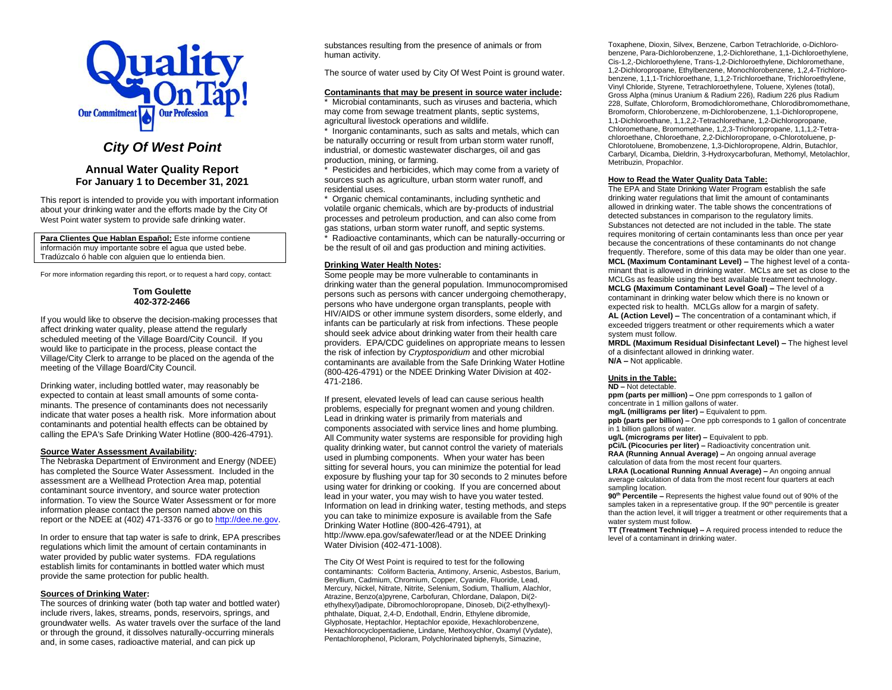# City Of West Point

## Annual Water Quality Report
## For January 1 to December 31, 2021

This report is intended to provide you with important information about your drinking water and the efforts made by the City Of West Point water system to provide safe drinking water.

**Para Clientes Que Hablan Español:** Este informe contiene información muy importante sobre el agua que usted bebe. Tradúzcalo ó hable con alguien que lo entienda bien.

For more information regarding this report, or to request a hard copy, contact:

**Tom Goulette**
**402-372-2466**

If you would like to observe the decision-making processes that affect drinking water quality, please attend the regularly scheduled meeting of the Village Board/City Council. If you would like to participate in the process, please contact the Village/City Clerk to arrange to be placed on the agenda of the meeting of the Village Board/City Council.

Drinking water, including bottled water, may reasonably be expected to contain at least small amounts of some contaminants. The presence of contaminants does not necessarily indicate that water poses a health risk. More information about contaminants and potential health effects can be obtained by calling the EPA's Safe Drinking Water Hotline (800-426-4791).

**Source Water Assessment Availability:**

The Nebraska Department of Environment and Energy (NDEE) has completed the Source Water Assessment. Included in the assessment are a Wellhead Protection Area map, potential contaminant source inventory, and source water protection information. To view the Source Water Assessment or for more information please contact the person named above on this report or the NDEE at (402) 471-3376 or go to http://dee.ne.gov.

In order to ensure that tap water is safe to drink, EPA prescribes regulations which limit the amount of certain contaminants in water provided by public water systems. FDA regulations establish limits for contaminants in bottled water which must provide the same protection for public health.

**Sources of Drinking Water:**

The sources of drinking water (both tap water and bottled water) include rivers, lakes, streams, ponds, reservoirs, springs, and groundwater wells. As water travels over the surface of the land or through the ground, it dissolves naturally-occurring minerals and, in some cases, radioactive material, and can pick up substances resulting from the presence of animals or from human activity.

The source of water used by City Of West Point is ground water.

**Contaminants that may be present in source water include:**

* Microbial contaminants, such as viruses and bacteria, which may come from sewage treatment plants, septic systems, agricultural livestock operations and wildlife.
* Inorganic contaminants, such as salts and metals, which can be naturally occurring or result from urban storm water runoff, industrial, or domestic wastewater discharges, oil and gas production, mining, or farming.
* Pesticides and herbicides, which may come from a variety of sources such as agriculture, urban storm water runoff, and residential uses.
* Organic chemical contaminants, including synthetic and volatile organic chemicals, which are by-products of industrial processes and petroleum production, and can also come from gas stations, urban storm water runoff, and septic systems.
* Radioactive contaminants, which can be naturally-occurring or be the result of oil and gas production and mining activities.

**Drinking Water Health Notes:**

Some people may be more vulnerable to contaminants in drinking water than the general population. Immunocompromised persons such as persons with cancer undergoing chemotherapy, persons who have undergone organ transplants, people with HIV/AIDS or other immune system disorders, some elderly, and infants can be particularly at risk from infections. These people should seek advice about drinking water from their health care providers. EPA/CDC guidelines on appropriate means to lessen the risk of infection by *Cryptosporidium* and other microbial contaminants are available from the Safe Drinking Water Hotline (800-426-4791) or the NDEE Drinking Water Division at 402-471-2186.

If present, elevated levels of lead can cause serious health problems, especially for pregnant women and young children. Lead in drinking water is primarily from materials and components associated with service lines and home plumbing. All Community water systems are responsible for providing high quality drinking water, but cannot control the variety of materials used in plumbing components. When your water has been sitting for several hours, you can minimize the potential for lead exposure by flushing your tap for 30 seconds to 2 minutes before using water for drinking or cooking. If you are concerned about lead in your water, you may wish to have your water tested. Information on lead in drinking water, testing methods, and steps you can take to minimize exposure is available from the Safe Drinking Water Hotline (800-426-4791), at http://www.epa.gov/safewater/lead or at the NDEE Drinking Water Division (402-471-1008).

The City Of West Point is required to test for the following contaminants: Coliform Bacteria, Antimony, Arsenic, Asbestos, Barium, Beryllium, Cadmium, Chromium, Copper, Cyanide, Fluoride, Lead, Mercury, Nickel, Nitrate, Nitrite, Selenium, Sodium, Thallium, Alachlor, Atrazine, Benzo(a)pyrene, Carbofuran, Chlordane, Dalapon, Di(2-ethylhexyl)adipate, Dibromochloropropane, Dinoseb, Di(2-ethylhexyl)-phthalate, Diquat, 2,4-D, Endothall, Endrin, Ethylene dibromide, Glyphosate, Heptachlor, Heptachlor epoxide, Hexachlorobenzene, Hexachlorocyclopentadiene, Lindane, Methoxychlor, Oxamyl (Vydate), Pentachlorophenol, Picloram, Polychlorinated biphenyls, Simazine, Toxaphene, Dioxin, Silvex, Benzene, Carbon Tetrachloride, o-Dichlorobenzene, Para-Dichlorobenzene, 1,2-Dichlorethane, 1,1-Dichloroethylene, Cis-1,2,-Dichloroethylene, Trans-1,2-Dichloroethylene, Dichloromethane, 1,2-Dichloropropane, Ethylbenzene, Monochlorobenzene, 1,2,4-Trichlorobenzene, 1,1,1-Trichloroethane, 1,1,2-Trichloroethane, Trichloroethylene, Vinyl Chloride, Styrene, Tetrachloroethylene, Toluene, Xylenes (total), Gross Alpha (minus Uranium & Radium 226), Radium 226 plus Radium 228, Sulfate, Chloroform, Bromodichloromethane, Chlorodibromomethane, Bromoform, Chlorobenzene, m-Dichlorobenzene, 1,1-Dichloropropene, 1,1-Dichloroethane, 1,1,2,2-Tetrachlorethane, 1,2-Dichloropropane, Chloromethane, Bromomethane, 1,2,3-Trichloropropane, 1,1,1,2-Tetrachloroethane, Chloroethane, 2,2-Dichloropropane, o-Chlorotoluene, p-Chlorotoluene, Bromobenzene, 1,3-Dichloropropene, Aldrin, Butachlor, Carbaryl, Dicamba, Dieldrin, 3-Hydroxycarbofuran, Methomyl, Metolachlor, Metribuzin, Propachlor.

**How to Read the Water Quality Data Table:**

The EPA and State Drinking Water Program establish the safe drinking water regulations that limit the amount of contaminants allowed in drinking water. The table shows the concentrations of detected substances in comparison to the regulatory limits. Substances not detected are not included in the table. The state requires monitoring of certain contaminants less than once per year because the concentrations of these contaminants do not change frequently. Therefore, some of this data may be older than one year.

**MCL (Maximum Contaminant Level) –** The highest level of a contaminant that is allowed in drinking water. MCLs are set as close to the MCLGs as feasible using the best available treatment technology.

**MCLG (Maximum Contaminant Level Goal) –** The level of a contaminant in drinking water below which there is no known or expected risk to health. MCLGs allow for a margin of safety.

**AL (Action Level) –** The concentration of a contaminant which, if exceeded triggers treatment or other requirements which a water system must follow.

**MRDL (Maximum Residual Disinfectant Level) –** The highest level of a disinfectant allowed in drinking water.

**N/A –** Not applicable.

**Units in the Table:**

**ND –** Not detectable.

**ppm (parts per million) –** One ppm corresponds to 1 gallon of concentrate in 1 million gallons of water.

**mg/L (milligrams per liter) –** Equivalent to ppm.

**ppb (parts per billion) –** One ppb corresponds to 1 gallon of concentrate in 1 billion gallons of water.

**ug/L (micrograms per liter) –** Equivalent to ppb.

**pCi/L (Picocuries per liter) –** Radioactivity concentration unit.

**RAA (Running Annual Average) –** An ongoing annual average calculation of data from the most recent four quarters.

**LRAA (Locational Running Annual Average) –** An ongoing annual average calculation of data from the most recent four quarters at each sampling location.

**90th Percentile –** Represents the highest value found out of 90% of the samples taken in a representative group. If the 90th percentile is greater than the action level, it will trigger a treatment or other requirements that a water system must follow.

**TT (Treatment Technique) –** A required process intended to reduce the level of a contaminant in drinking water.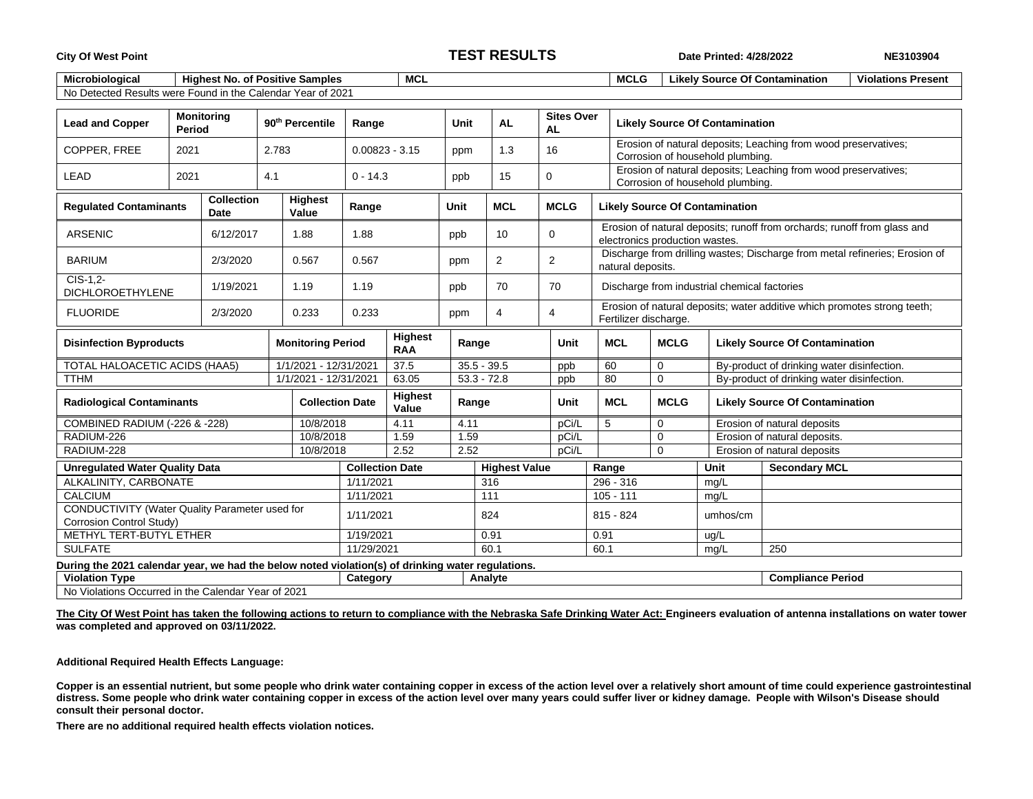City Of West Point | **TEST RESULTS** | Date Printed: 4/28/2022 | NE3103904

| Microbiological | Highest No. of Positive Samples | MCL | MCLG | Likely Source Of Contamination | Violations Present |
|---|---|---|---|---|---|
| No Detected Results were Found in the Calendar Year of 2021 | | | | | |

| Lead and Copper | Monitoring Period | 90th Percentile | Range | Unit | AL | Sites Over AL | Likely Source Of Contamination |
|---|---|---|---|---|---|---|---|
| COPPER, FREE | 2021 | 2.783 | 0.00823 - 3.15 | ppm | 1.3 | 16 | Erosion of natural deposits; Leaching from wood preservatives; Corrosion of household plumbing. |
| LEAD | 2021 | 4.1 | 0 - 14.3 | ppb | 15 | 0 | Erosion of natural deposits; Leaching from wood preservatives; Corrosion of household plumbing. |

| Regulated Contaminants | Collection Date | Highest Value | Range | Unit | MCL | MCLG | Likely Source Of Contamination |
|---|---|---|---|---|---|---|---|
| ARSENIC | 6/12/2017 | 1.88 | 1.88 | ppb | 10 | 0 | Erosion of natural deposits; runoff from orchards; runoff from glass and electronics production wastes. |
| BARIUM | 2/3/2020 | 0.567 | 0.567 | ppm | 2 | 2 | Discharge from drilling wastes; Discharge from metal refineries; Erosion of natural deposits. |
| CIS-1,2-DICHLOROETHYLENE | 1/19/2021 | 1.19 | 1.19 | ppb | 70 | 70 | Discharge from industrial chemical factories |
| FLUORIDE | 2/3/2020 | 0.233 | 0.233 | ppm | 4 | 4 | Erosion of natural deposits; water additive which promotes strong teeth; Fertilizer discharge. |

| Disinfection Byproducts | Monitoring Period | Highest RAA | Range | Unit | MCL | MCLG | Likely Source Of Contamination |
|---|---|---|---|---|---|---|---|
| TOTAL HALOACETIC ACIDS (HAA5) | 1/1/2021 - 12/31/2021 | 37.5 | 35.5 - 39.5 | ppb | 60 | 0 | By-product of drinking water disinfection. |
| TTHM | 1/1/2021 - 12/31/2021 | 63.05 | 53.3 - 72.8 | ppb | 80 | 0 | By-product of drinking water disinfection. |

| Radiological Contaminants | Collection Date | Highest Value | Range | Unit | MCL | MCLG | Likely Source Of Contamination |
|---|---|---|---|---|---|---|---|
| COMBINED RADIUM (-226 & -228) | 10/8/2018 | 4.11 | 4.11 | pCi/L | 5 | 0 | Erosion of natural deposits |
| RADIUM-226 | 10/8/2018 | 1.59 | 1.59 | pCi/L | | 0 | Erosion of natural deposits. |
| RADIUM-228 | 10/8/2018 | 2.52 | 2.52 | pCi/L | | 0 | Erosion of natural deposits |

| Unregulated Water Quality Data | Collection Date | Highest Value | Range | Unit | Secondary MCL |
|---|---|---|---|---|---|
| ALKALINITY, CARBONATE | 1/11/2021 | 316 | 296 - 316 | mg/L | |
| CALCIUM | 1/11/2021 | 111 | 105 - 111 | mg/L | |
| CONDUCTIVITY (Water Quality Parameter used for Corrosion Control Study) | 1/11/2021 | 824 | 815 - 824 | umhos/cm | |
| METHYL TERT-BUTYL ETHER | 1/19/2021 | 0.91 | 0.91 | ug/L | |
| SULFATE | 11/29/2021 | 60.1 | 60.1 | mg/L | 250 |

**During the 2021 calendar year, we had the below noted violation(s) of drinking water regulations.**

| Violation Type | Category | Analyte | Compliance Period |
|---|---|---|---|
| No Violations Occurred in the Calendar Year of 2021 | | | |

**The City Of West Point has taken the following actions to return to compliance with the Nebraska Safe Drinking Water Act: Engineers evaluation of antenna installations on water tower was completed and approved on 03/11/2022.**

**Additional Required Health Effects Language:**

**Copper is an essential nutrient, but some people who drink water containing copper in excess of the action level over a relatively short amount of time could experience gastrointestinal distress. Some people who drink water containing copper in excess of the action level over many years could suffer liver or kidney damage. People with Wilson's Disease should consult their personal doctor.**

**There are no additional required health effects violation notices.**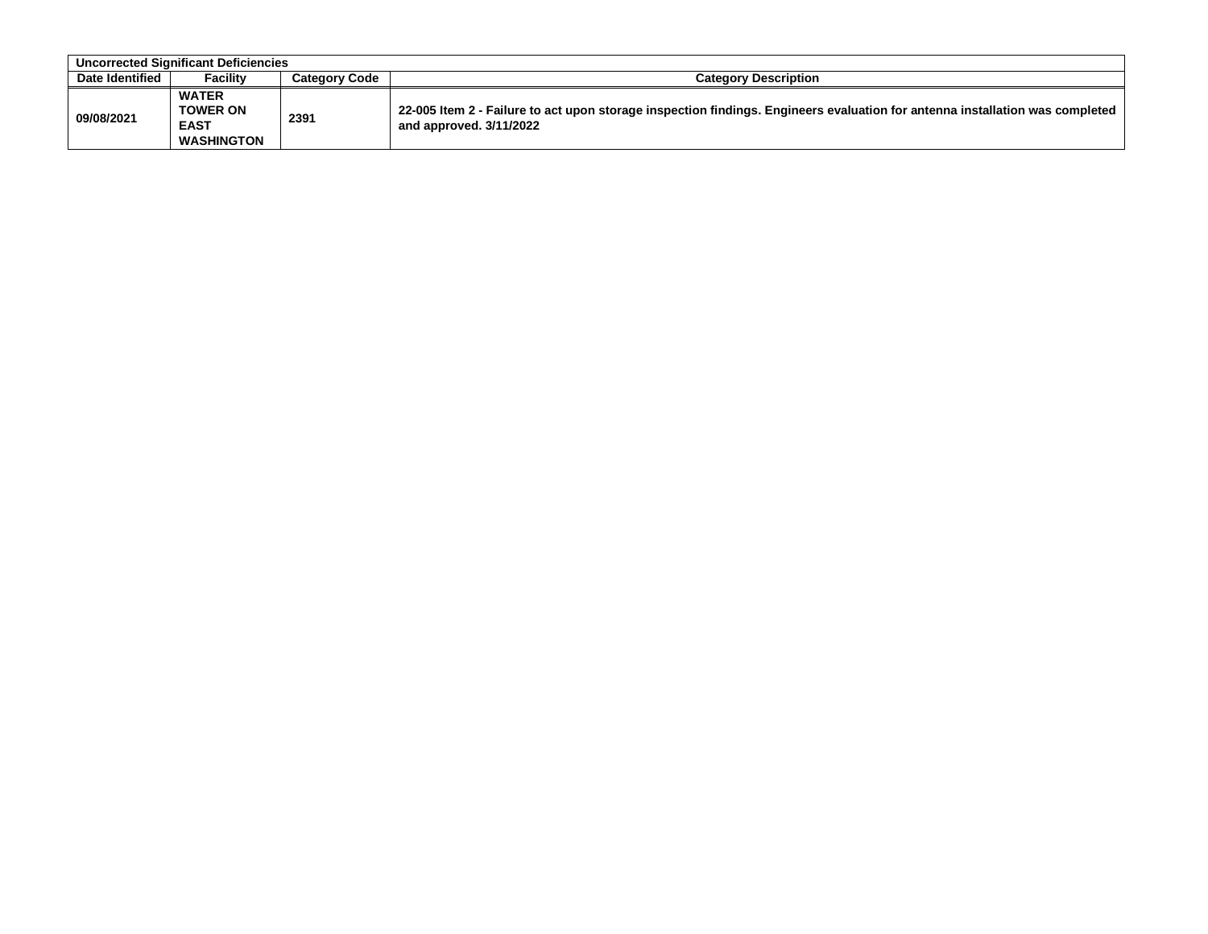| Uncorrected Significant Deficiencies | | | |
|---|---|---|---|
| **Date Identified** | **Facility** | **Category Code** | **Category Description** |
| **09/08/2021** | **WATER TOWER ON EAST WASHINGTON** | **2391** | **22-005 Item 2 - Failure to act upon storage inspection findings. Engineers evaluation for antenna installation was completed and approved. 3/11/2022** |